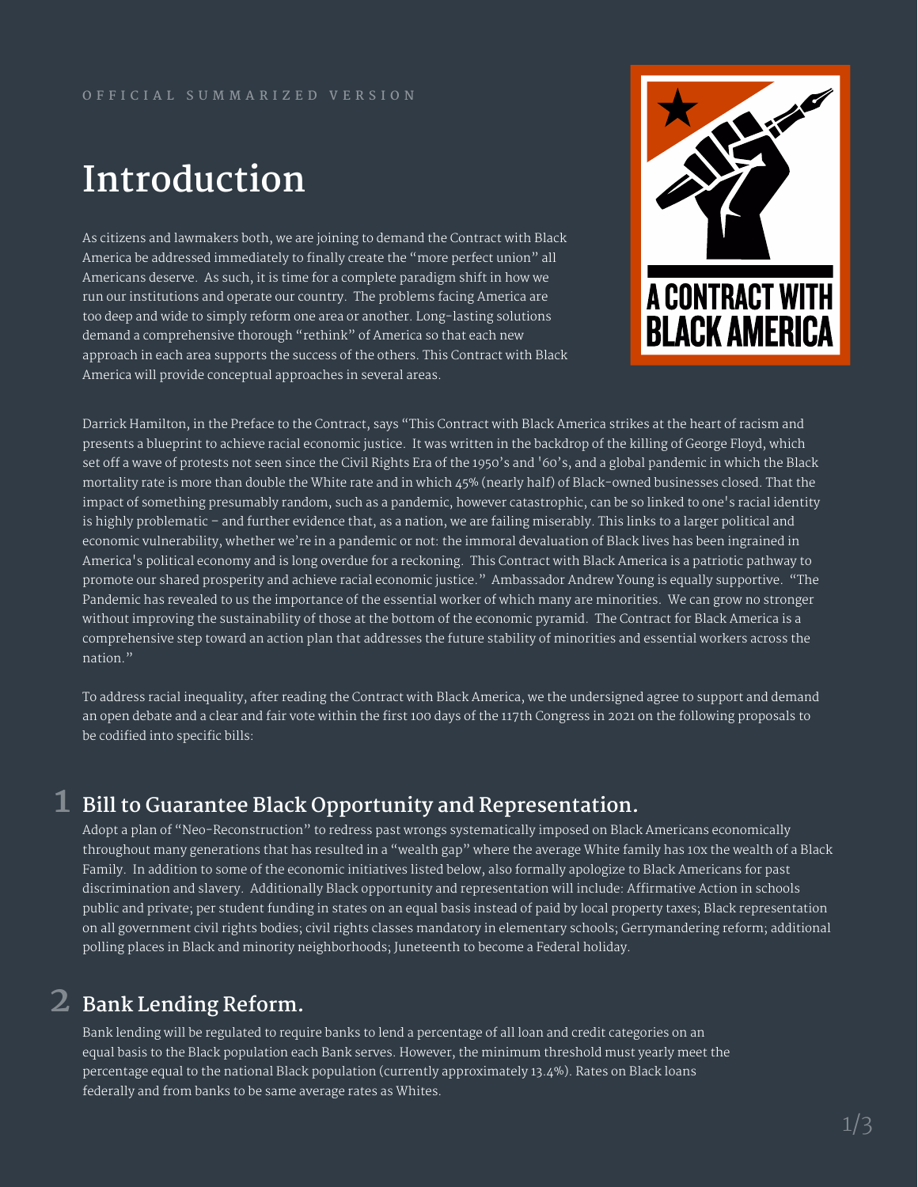OFFICIAL SUMMARIZED VERSION

# Introduction

As citizens and lawmakers both, we are joining to demand the Contract with Black America be addressed immediately to finally create the "more perfect union" all Americans deserve. As such, it is time for a complete paradigm shift in how we run our institutions and operate our country. The problems facing America are too deep and wide to simply reform one area or another. Long-lasting solutions demand a comprehensive thorough "rethink" of America so that each new approach in each area supports the success of the others. This Contract with Black America will provide conceptual approaches in several areas.

Darrick Hamilton, in the Preface to the Contract, says "This Contract with Black America strikes at the heart of racism and presents a blueprint to achieve racial economic justice. It was written in the backdrop of the killing of George Floyd, which set off a wave of protests not seen since the Civil Rights Era of the 1950's and '60's, and a global pandemic in which the Black mortality rate is more than double the White rate and in which 45% (nearly half) of Black-owned businesses closed. That the impact of something presumably random, such as a pandemic, however catastrophic, can be so linked to one's racial identity is highly problematic – and further evidence that, as a nation, we are failing miserably. This links to a larger political and economic vulnerability, whether we're in a pandemic or not: the immoral devaluation of Black lives has been ingrained in America's political economy and is long overdue for a reckoning. This Contract with Black America is a patriotic pathway to promote our shared prosperity and achieve racial economic justice." Ambassador Andrew Young is equally supportive. "The Pandemic has revealed to us the importance of the essential worker of which many are minorities. We can grow no stronger without improving the sustainability of those at the bottom of the economic pyramid. The Contract for Black America is a comprehensive step toward an action plan that addresses the future stability of minorities and essential workers across the nation."

To address racial inequality, after reading the Contract with Black America, we the undersigned agree to support and demand an open debate and a clear and fair vote within the first 100 days of the 117th Congress in 2021 on the following proposals to be codified into specific bills:

## 1 Bill to Guarantee Black Opportunity and Representation.

Adopt a plan of "Neo-Reconstruction" to redress past wrongs systematically imposed on Black Americans economically throughout many generations that has resulted in a "wealth gap" where the average White family has 10x the wealth of a Black Family. In addition to some of the economic initiatives listed below, also formally apologize to Black Americans for past discrimination and slavery. Additionally Black opportunity and representation will include: Affirmative Action in schools public and private; per student funding in states on an equal basis instead of paid by local property taxes; Black representation on all government civil rights bodies; civil rights classes mandatory in elementary schools; Gerrymandering reform; additional polling places in Black and minority neighborhoods; Juneteenth to become a Federal holiday.

## 2 Bank Lending Reform.

Bank lending will be regulated to require banks to lend a percentage of all loan and credit categories on an equal basis to the Black population each Bank serves. However, the minimum threshold must yearly meet the percentage equal to the national Black population (currently approximately 13.4%). Rates on Black loans federally and from banks to be same average rates as Whites.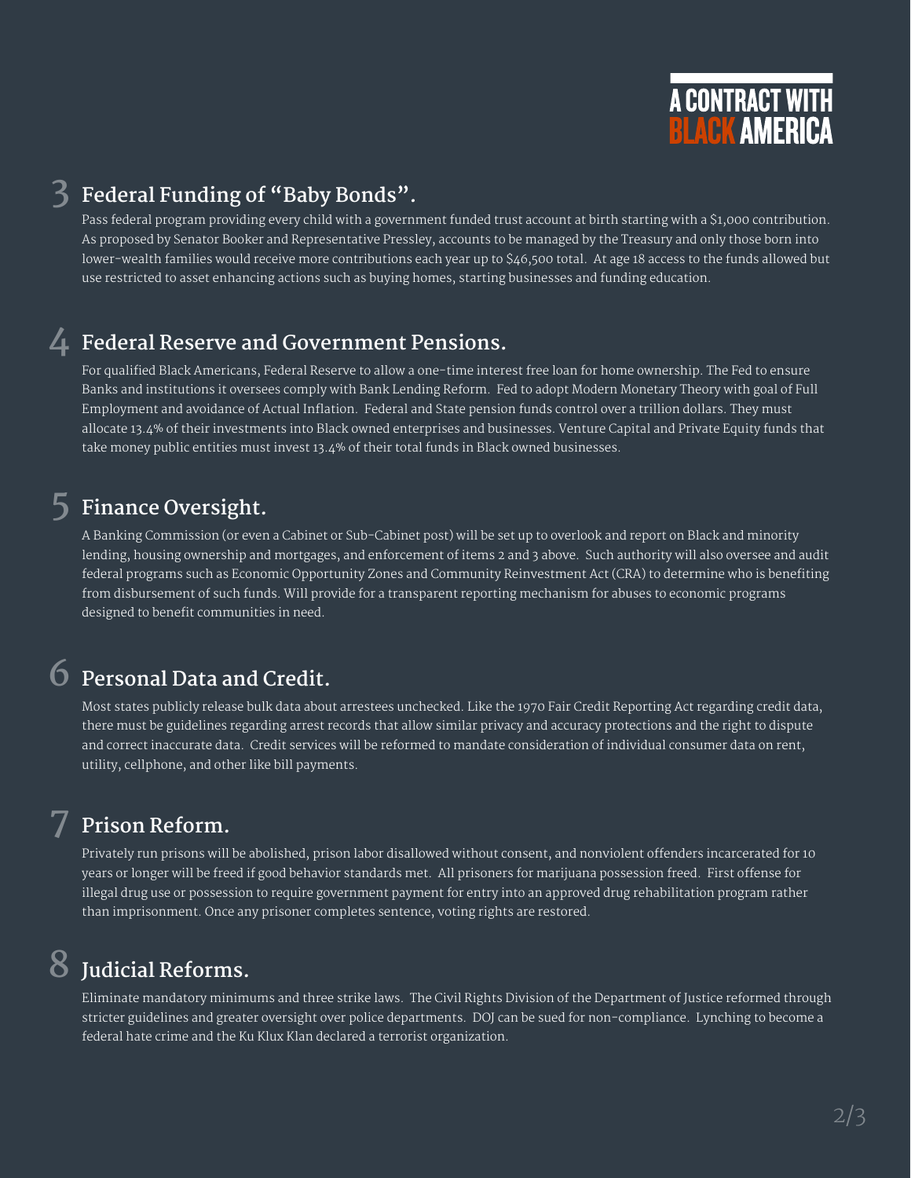## 3 Federal Funding of "Baby Bonds".

Pass federal program providing every child with a government funded trust account at birth starting with a $1,000 contribution. As proposed by Senator Booker and Representative Pressley, accounts to be managed by the Treasury and only those born into lower-wealth families would receive more contributions each year up to $46,500 total. At age 18 access to the funds allowed but use restricted to asset enhancing actions such as buying homes, starting businesses and funding education.

## 4 Federal Reserve and Government Pensions.

For qualified Black Americans, Federal Reserve to allow a one-time interest free loan for home ownership. The Fed to ensure Banks and institutions it oversees comply with Bank Lending Reform. Fed to adopt Modern Monetary Theory with goal of Full Employment and avoidance of Actual Inflation. Federal and State pension funds control over a trillion dollars. They must allocate 13.4% of their investments into Black owned enterprises and businesses. Venture Capital and Private Equity funds that take money public entities must invest 13.4% of their total funds in Black owned businesses.

## 5 Finance Oversight.

A Banking Commission (or even a Cabinet or Sub-Cabinet post) will be set up to overlook and report on Black and minority lending, housing ownership and mortgages, and enforcement of items 2 and 3 above. Such authority will also oversee and audit federal programs such as Economic Opportunity Zones and Community Reinvestment Act (CRA) to determine who is benefiting from disbursement of such funds. Will provide for a transparent reporting mechanism for abuses to economic programs designed to benefit communities in need.

## 6 Personal Data and Credit.

Most states publicly release bulk data about arrestees unchecked. Like the 1970 Fair Credit Reporting Act regarding credit data, there must be guidelines regarding arrest records that allow similar privacy and accuracy protections and the right to dispute and correct inaccurate data. Credit services will be reformed to mandate consideration of individual consumer data on rent, utility, cellphone, and other like bill payments.

## 7 Prison Reform.

Privately run prisons will be abolished, prison labor disallowed without consent, and nonviolent offenders incarcerated for 10 years or longer will be freed if good behavior standards met. All prisoners for marijuana possession freed. First offense for illegal drug use or possession to require government payment for entry into an approved drug rehabilitation program rather than imprisonment. Once any prisoner completes sentence, voting rights are restored.

## 8 Judicial Reforms.

Eliminate mandatory minimums and three strike laws. The Civil Rights Division of the Department of Justice reformed through stricter guidelines and greater oversight over police departments. DOJ can be sued for non-compliance. Lynching to become a federal hate crime and the Ku Klux Klan declared a terrorist organization.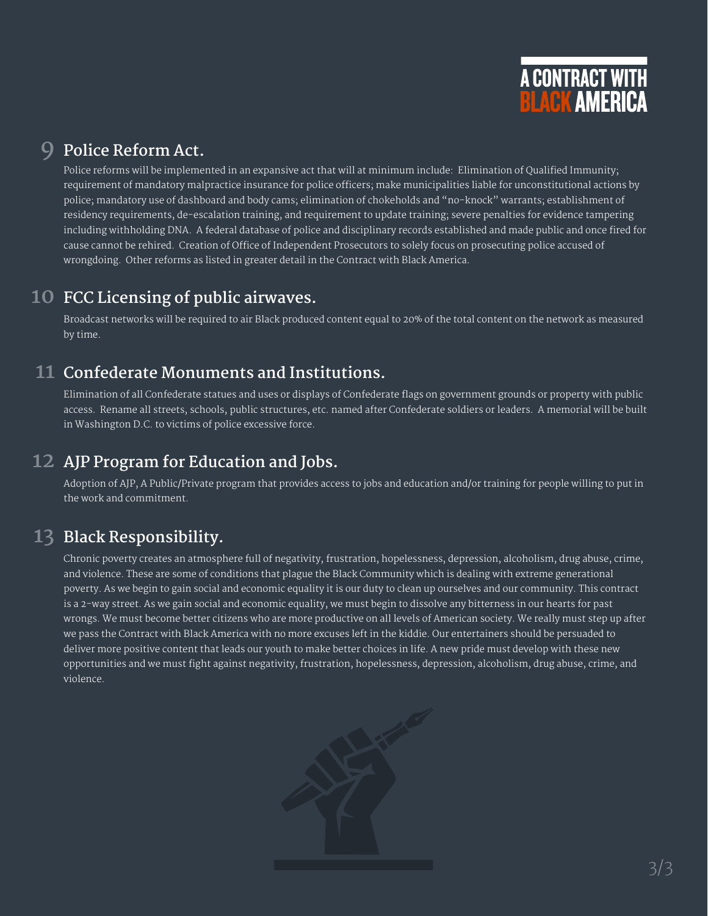## 9 Police Reform Act.

Police reforms will be implemented in an expansive act that will at minimum include: Elimination of Qualified Immunity; requirement of mandatory malpractice insurance for police officers; make municipalities liable for unconstitutional actions by police; mandatory use of dashboard and body cams; elimination of chokeholds and "no-knock" warrants; establishment of residency requirements, de-escalation training, and requirement to update training; severe penalties for evidence tampering including withholding DNA. A federal database of police and disciplinary records established and made public and once fired for cause cannot be rehired. Creation of Office of Independent Prosecutors to solely focus on prosecuting police accused of wrongdoing. Other reforms as listed in greater detail in the Contract with Black America.

## 10 FCC Licensing of public airwaves.

Broadcast networks will be required to air Black produced content equal to 20% of the total content on the network as measured by time.

## 11 Confederate Monuments and Institutions.

Elimination of all Confederate statues and uses or displays of Confederate flags on government grounds or property with public access. Rename all streets, schools, public structures, etc. named after Confederate soldiers or leaders. A memorial will be built in Washington D.C. to victims of police excessive force.

## 12 AJP Program for Education and Jobs.

Adoption of AJP, A Public/Private program that provides access to jobs and education and/or training for people willing to put in the work and commitment.

## 13 Black Responsibility.

Chronic poverty creates an atmosphere full of negativity, frustration, hopelessness, depression, alcoholism, drug abuse, crime, and violence. These are some of conditions that plague the Black Community which is dealing with extreme generational poverty. As we begin to gain social and economic equality it is our duty to clean up ourselves and our community. This contract is a 2-way street. As we gain social and economic equality, we must begin to dissolve any bitterness in our hearts for past wrongs. We must become better citizens who are more productive on all levels of American society. We really must step up after we pass the Contract with Black America with no more excuses left in the kiddie. Our entertainers should be persuaded to deliver more positive content that leads our youth to make better choices in life. A new pride must develop with these new opportunities and we must fight against negativity, frustration, hopelessness, depression, alcoholism, drug abuse, crime, and violence.